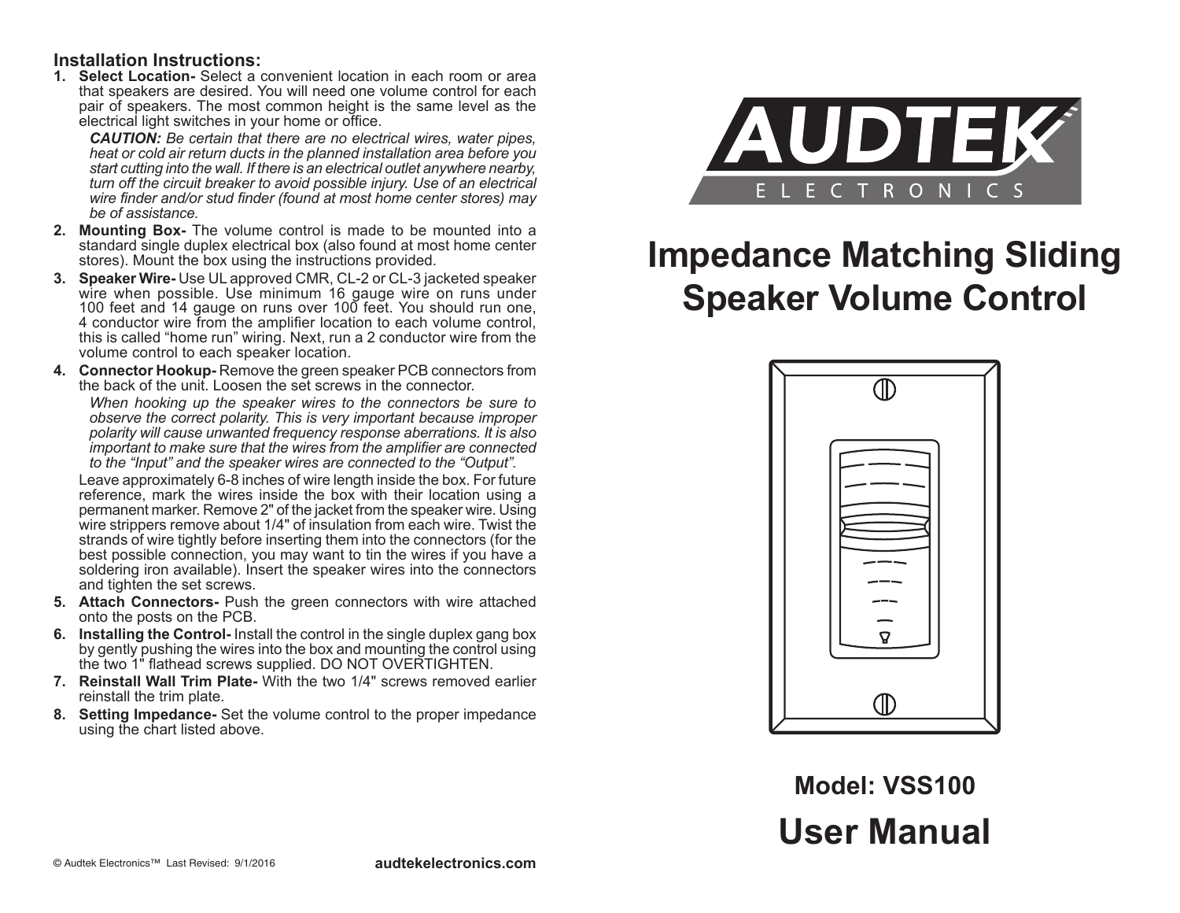## Installation Instructions:

1. **Select Location-** Select a convenient location in each room or area that speakers are desired. You will need one volume control for each pair of speakers. The most common height is the same level as the electrical light switches in your home or office.

   ***CAUTION:*** *Be certain that there are no electrical wires, water pipes, heat or cold air return ducts in the planned installation area before you start cutting into the wall. If there is an electrical outlet anywhere nearby, turn off the circuit breaker to avoid possible injury. Use of an electrical wire finder and/or stud finder (found at most home center stores) may be of assistance.*

2. **Mounting Box-** The volume control is made to be mounted into a standard single duplex electrical box (also found at most home center stores). Mount the box using the instructions provided.
3. **Speaker Wire-** Use UL approved CMR, CL-2 or CL-3 jacketed speaker wire when possible. Use minimum 16 gauge wire on runs under 100 feet and 14 gauge on runs over 100 feet. You should run one, 4 conductor wire from the amplifier location to each volume control, this is called "home run" wiring. Next, run a 2 conductor wire from the volume control to each speaker location.
4. **Connector Hookup-** Remove the green speaker PCB connectors from the back of the unit. Loosen the set screws in the connector.

   *When hooking up the speaker wires to the connectors be sure to observe the correct polarity. This is very important because improper polarity will cause unwanted frequency response aberrations. It is also important to make sure that the wires from the amplifier are connected to the "Input" and the speaker wires are connected to the "Output".*

   Leave approximately 6-8 inches of wire length inside the box. For future reference, mark the wires inside the box with their location using a permanent marker. Remove 2" of the jacket from the speaker wire. Using wire strippers remove about 1/4" of insulation from each wire. Twist the strands of wire tightly before inserting them into the connectors (for the best possible connection, you may want to tin the wires if you have a soldering iron available). Insert the speaker wires into the connectors and tighten the set screws.

5. **Attach Connectors-** Push the green connectors with wire attached onto the posts on the PCB.
6. **Installing the Control-** Install the control in the single duplex gang box by gently pushing the wires into the box and mounting the control using the two 1" flathead screws supplied. DO NOT OVERTIGHTEN.
7. **Reinstall Wall Trim Plate-** With the two 1/4" screws removed earlier reinstall the trim plate.
8. **Setting Impedance-** Set the volume control to the proper impedance using the chart listed above.

© Audtek Electronics™ Last Revised: 9/1/2016

audtekelectronics.com

AUDTEK ELECTRONICS

# Impedance Matching Sliding Speaker Volume Control

## Model: VSS100

# User Manual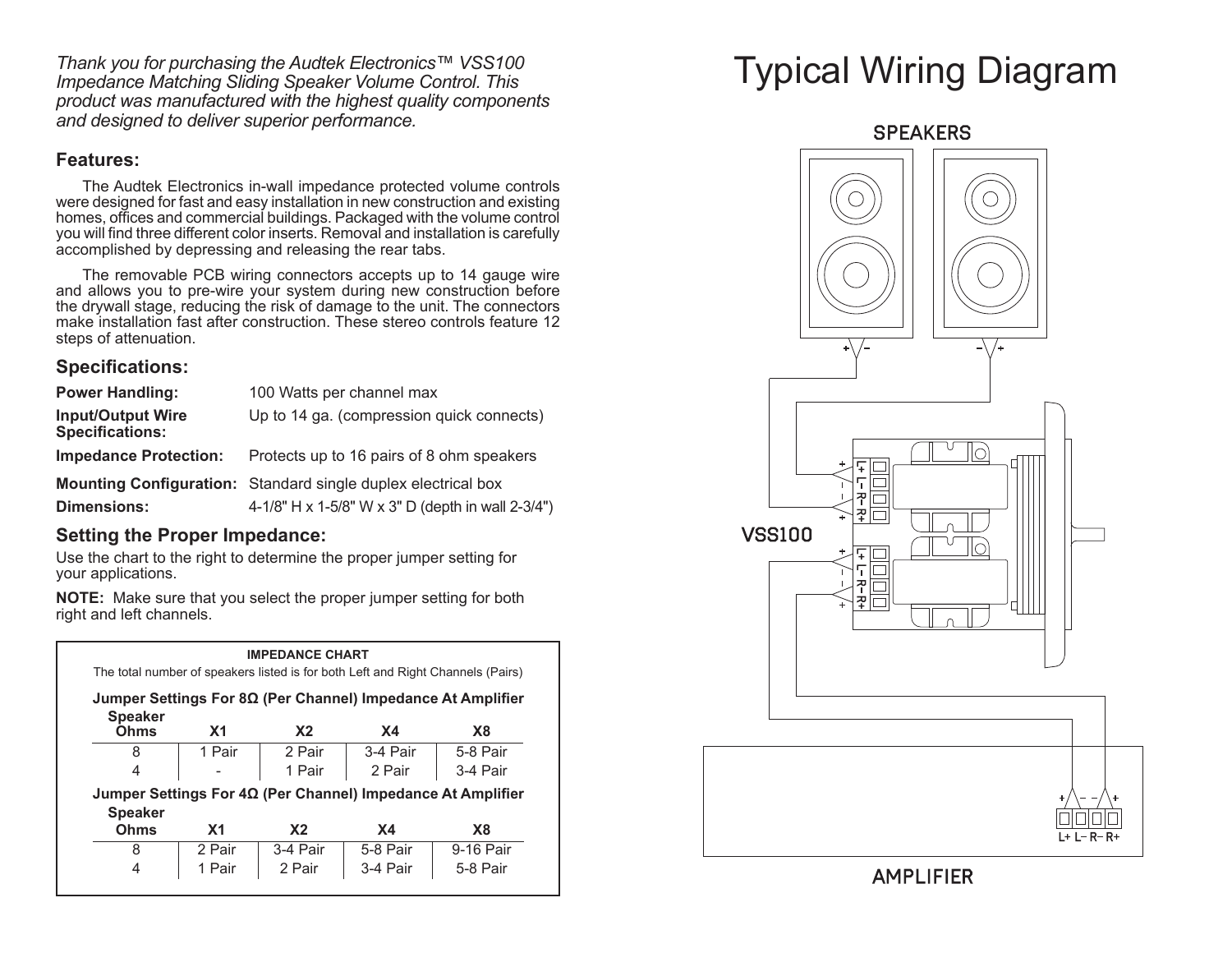*Thank you for purchasing the Audtek Electronics™ VSS100 Impedance Matching Sliding Speaker Volume Control. This product was manufactured with the highest quality components and designed to deliver superior performance.*

## Features:

The Audtek Electronics in-wall impedance protected volume controls were designed for fast and easy installation in new construction and existing homes, offices and commercial buildings. Packaged with the volume control you will find three different color inserts. Removal and installation is carefully accomplished by depressing and releasing the rear tabs.

The removable PCB wiring connectors accepts up to 14 gauge wire and allows you to pre-wire your system during new construction before the drywall stage, reducing the risk of damage to the unit. The connectors make installation fast after construction. These stereo controls feature 12 steps of attenuation.

## Specifications:

| | |
|---|---|
| **Power Handling:** | 100 Watts per channel max |
| **Input/Output Wire Specifications:** | Up to 14 ga. (compression quick connects) |
| **Impedance Protection:** | Protects up to 16 pairs of 8 ohm speakers |
| **Mounting Configuration:** | Standard single duplex electrical box |
| **Dimensions:** | 4-1/8" H x 1-5/8" W x 3" D (depth in wall 2-3/4") |

## Setting the Proper Impedance:

Use the chart to the right to determine the proper jumper setting for your applications.

**NOTE:** Make sure that you select the proper jumper setting for both right and left channels.

**IMPEDANCE CHART**

The total number of speakers listed is for both Left and Right Channels (Pairs)

**Jumper Settings For 8Ω (Per Channel) Impedance At Amplifier**

| Speaker Ohms | X1 | X2 | X4 | X8 |
|---|---|---|---|---|
| 8 | 1 Pair | 2 Pair | 3-4 Pair | 5-8 Pair |
| 4 | - | 1 Pair | 2 Pair | 3-4 Pair |

**Jumper Settings For 4Ω (Per Channel) Impedance At Amplifier**

| Speaker Ohms | X1 | X2 | X4 | X8 |
|---|---|---|---|---|
| 8 | 2 Pair | 3-4 Pair | 5-8 Pair | 9-16 Pair |
| 4 | 1 Pair | 2 Pair | 3-4 Pair | 5-8 Pair |

# Typical Wiring Diagram

SPEAKERS

VSS100

L+ L− R− R+

L+ L− R− R+

AMPLIFIER

L+ L− R− R+